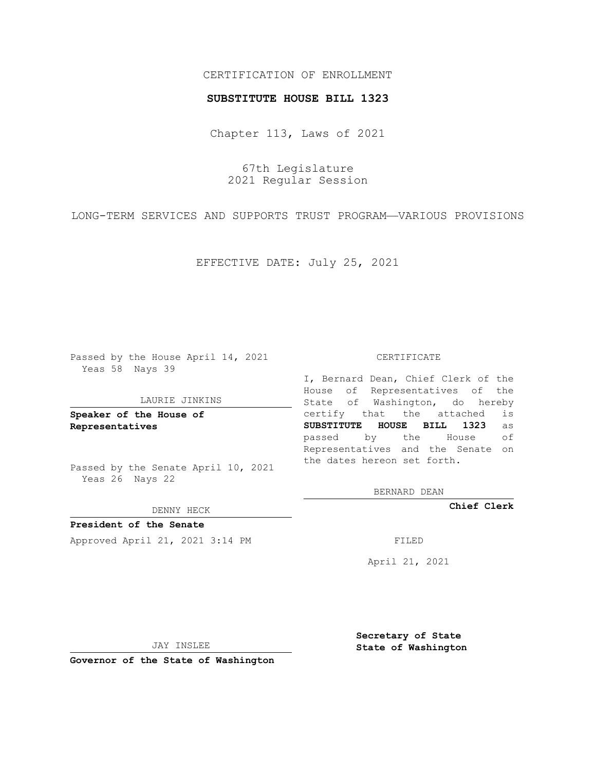CERTIFICATION OF ENROLLMENT

**SUBSTITUTE HOUSE BILL 1323**

Chapter 113, Laws of 2021

67th Legislature
2021 Regular Session

LONG-TERM SERVICES AND SUPPORTS TRUST PROGRAM—VARIOUS PROVISIONS

EFFECTIVE DATE: July 25, 2021

Passed by the House April 14, 2021
Yeas 58 Nays 39

LAURIE JINKINS

**Speaker of the House of Representatives**

Passed by the Senate April 10, 2021
Yeas 26 Nays 22

DENNY HECK

**President of the Senate**

Approved April 21, 2021 3:14 PM

JAY INSLEE

**Governor of the State of Washington**

CERTIFICATE

I, Bernard Dean, Chief Clerk of the House of Representatives of the State of Washington, do hereby certify that the attached is **SUBSTITUTE HOUSE BILL 1323** as passed by the House of Representatives and the Senate on the dates hereon set forth.

BERNARD DEAN

**Chief Clerk**

FILED

April 21, 2021

**Secretary of State**
**State of Washington**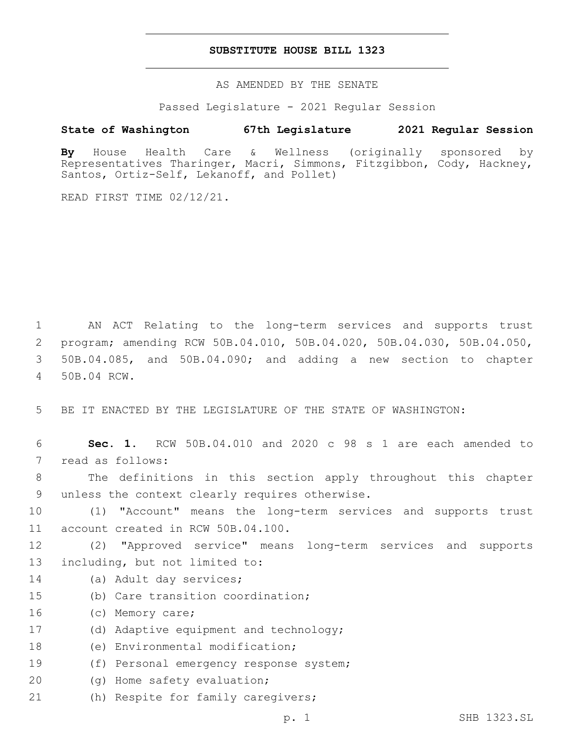# SUBSTITUTE HOUSE BILL 1323

AS AMENDED BY THE SENATE

Passed Legislature - 2021 Regular Session

**State of Washington 67th Legislature 2021 Regular Session**

**By** House Health Care & Wellness (originally sponsored by Representatives Tharinger, Macri, Simmons, Fitzgibbon, Cody, Hackney, Santos, Ortiz-Self, Lekanoff, and Pollet)

READ FIRST TIME 02/12/21.

1 AN ACT Relating to the long-term services and supports trust
2 program; amending RCW 50B.04.010, 50B.04.020, 50B.04.030, 50B.04.050,
3 50B.04.085, and 50B.04.090; and adding a new section to chapter
4 50B.04 RCW.

5 BE IT ENACTED BY THE LEGISLATURE OF THE STATE OF WASHINGTON:

6 **Sec. 1.** RCW 50B.04.010 and 2020 c 98 s 1 are each amended to
7 read as follows:

8 The definitions in this section apply throughout this chapter
9 unless the context clearly requires otherwise.

10 (1) "Account" means the long-term services and supports trust
11 account created in RCW 50B.04.100.

12 (2) "Approved service" means long-term services and supports
13 including, but not limited to:

14 (a) Adult day services;

15 (b) Care transition coordination;

16 (c) Memory care;

17 (d) Adaptive equipment and technology;

18 (e) Environmental modification;

19 (f) Personal emergency response system;

20 (g) Home safety evaluation;

21 (h) Respite for family caregivers;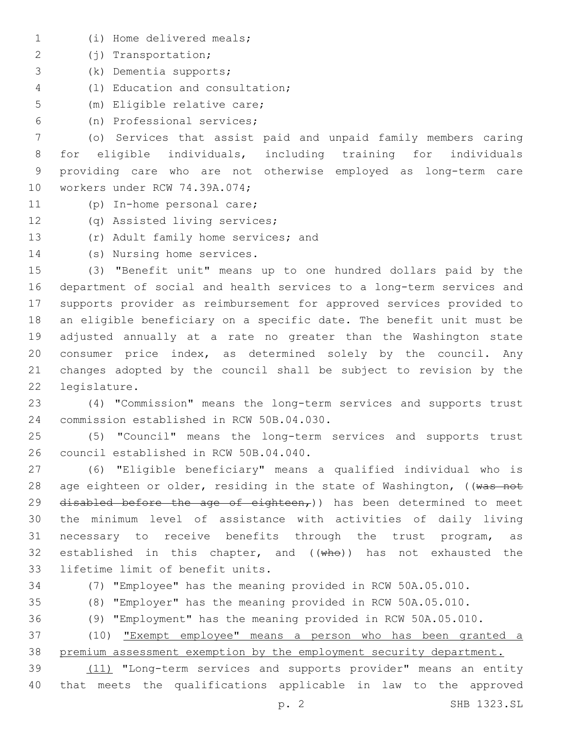(i) Home delivered meals;

(j) Transportation;

(k) Dementia supports;

(l) Education and consultation;

(m) Eligible relative care;

(n) Professional services;

(o) Services that assist paid and unpaid family members caring for eligible individuals, including training for individuals providing care who are not otherwise employed as long-term care workers under RCW 74.39A.074;

(p) In-home personal care;

(q) Assisted living services;

(r) Adult family home services; and

(s) Nursing home services.

(3) "Benefit unit" means up to one hundred dollars paid by the department of social and health services to a long-term services and supports provider as reimbursement for approved services provided to an eligible beneficiary on a specific date. The benefit unit must be adjusted annually at a rate no greater than the Washington state consumer price index, as determined solely by the council. Any changes adopted by the council shall be subject to revision by the legislature.

(4) "Commission" means the long-term services and supports trust commission established in RCW 50B.04.030.

(5) "Council" means the long-term services and supports trust council established in RCW 50B.04.040.

(6) "Eligible beneficiary" means a qualified individual who is age eighteen or older, residing in the state of Washington, ((~~was not disabled before the age of eighteen,~~)) has been determined to meet the minimum level of assistance with activities of daily living necessary to receive benefits through the trust program, as established in this chapter, and ((~~who~~)) has not exhausted the lifetime limit of benefit units.

(7) "Employee" has the meaning provided in RCW 50A.05.010.

(8) "Employer" has the meaning provided in RCW 50A.05.010.

(9) "Employment" has the meaning provided in RCW 50A.05.010.

(10) <u>"Exempt employee" means a person who has been granted a premium assessment exemption by the employment security department.</u>

<u>(11)</u> "Long-term services and supports provider" means an entity that meets the qualifications applicable in law to the approved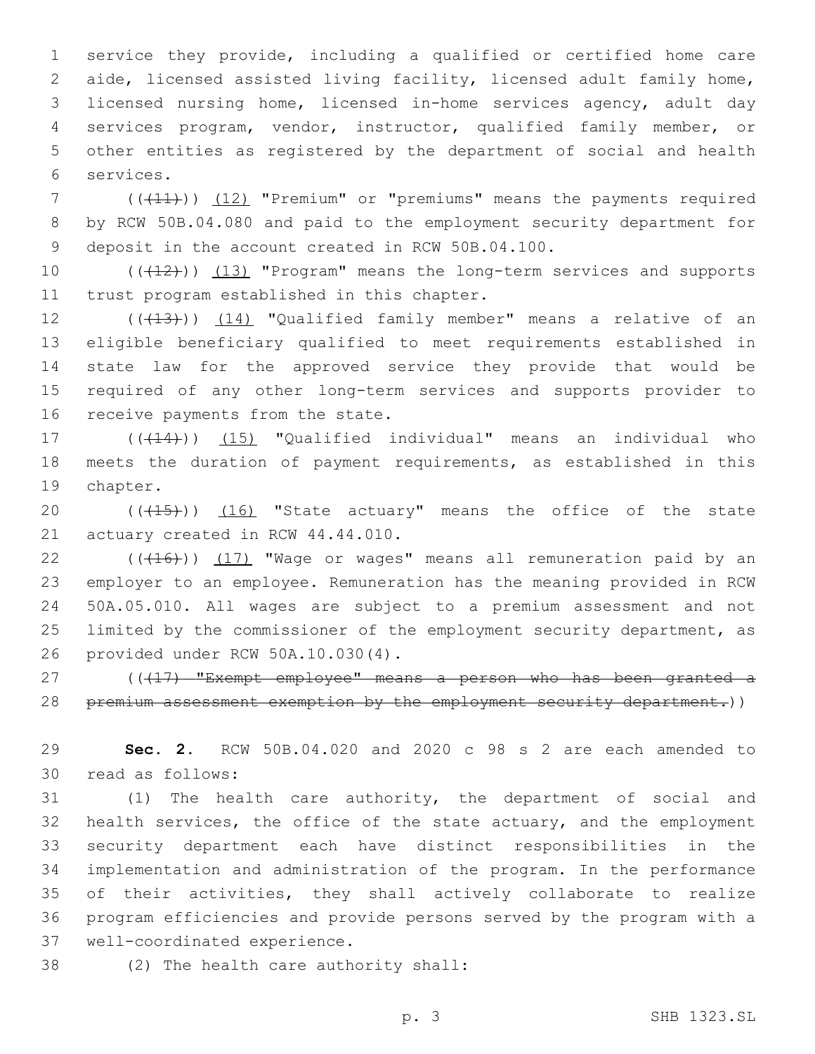service they provide, including a qualified or certified home care aide, licensed assisted living facility, licensed adult family home, licensed nursing home, licensed in-home services agency, adult day services program, vendor, instructor, qualified family member, or other entities as registered by the department of social and health services.

(((11))) (12) "Premium" or "premiums" means the payments required by RCW 50B.04.080 and paid to the employment security department for deposit in the account created in RCW 50B.04.100.

(((12))) (13) "Program" means the long-term services and supports trust program established in this chapter.

(((13))) (14) "Qualified family member" means a relative of an eligible beneficiary qualified to meet requirements established in state law for the approved service they provide that would be required of any other long-term services and supports provider to receive payments from the state.

(((14))) (15) "Qualified individual" means an individual who meets the duration of payment requirements, as established in this chapter.

(((15))) (16) "State actuary" means the office of the state actuary created in RCW 44.44.010.

(((16))) (17) "Wage or wages" means all remuneration paid by an employer to an employee. Remuneration has the meaning provided in RCW 50A.05.010. All wages are subject to a premium assessment and not limited by the commissioner of the employment security department, as provided under RCW 50A.10.030(4).

(((17) "Exempt employee" means a person who has been granted a premium assessment exemption by the employment security department.))

**Sec. 2.** RCW 50B.04.020 and 2020 c 98 s 2 are each amended to read as follows:

(1) The health care authority, the department of social and health services, the office of the state actuary, and the employment security department each have distinct responsibilities in the implementation and administration of the program. In the performance of their activities, they shall actively collaborate to realize program efficiencies and provide persons served by the program with a well-coordinated experience.

(2) The health care authority shall: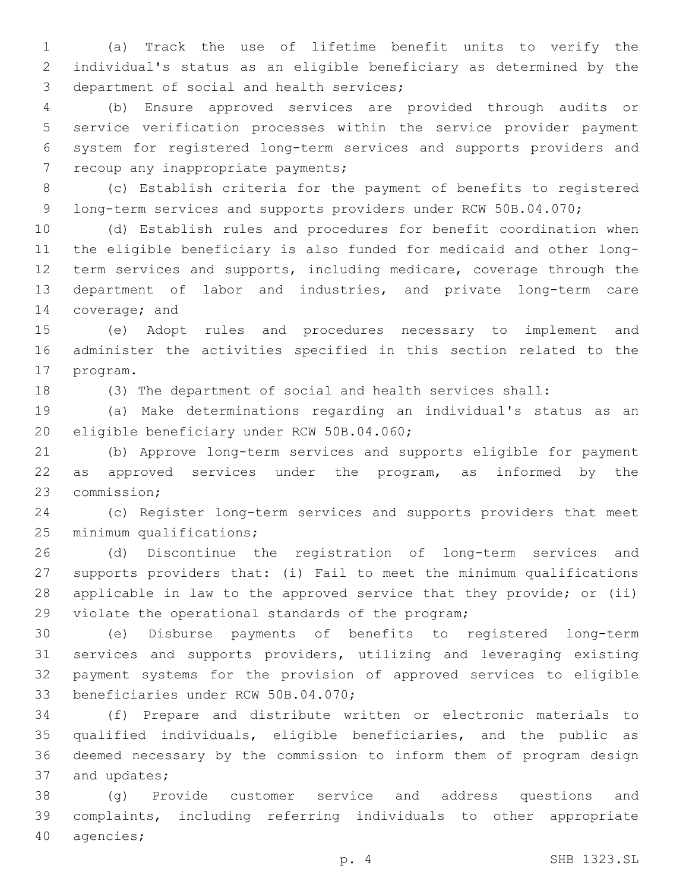(a) Track the use of lifetime benefit units to verify the individual's status as an eligible beneficiary as determined by the department of social and health services;

(b) Ensure approved services are provided through audits or service verification processes within the service provider payment system for registered long-term services and supports providers and recoup any inappropriate payments;

(c) Establish criteria for the payment of benefits to registered long-term services and supports providers under RCW 50B.04.070;

(d) Establish rules and procedures for benefit coordination when the eligible beneficiary is also funded for medicaid and other long-term services and supports, including medicare, coverage through the department of labor and industries, and private long-term care coverage; and

(e) Adopt rules and procedures necessary to implement and administer the activities specified in this section related to the program.

(3) The department of social and health services shall:

(a) Make determinations regarding an individual's status as an eligible beneficiary under RCW 50B.04.060;

(b) Approve long-term services and supports eligible for payment as approved services under the program, as informed by the commission;

(c) Register long-term services and supports providers that meet minimum qualifications;

(d) Discontinue the registration of long-term services and supports providers that: (i) Fail to meet the minimum qualifications applicable in law to the approved service that they provide; or (ii) violate the operational standards of the program;

(e) Disburse payments of benefits to registered long-term services and supports providers, utilizing and leveraging existing payment systems for the provision of approved services to eligible beneficiaries under RCW 50B.04.070;

(f) Prepare and distribute written or electronic materials to qualified individuals, eligible beneficiaries, and the public as deemed necessary by the commission to inform them of program design and updates;

(g) Provide customer service and address questions and complaints, including referring individuals to other appropriate agencies;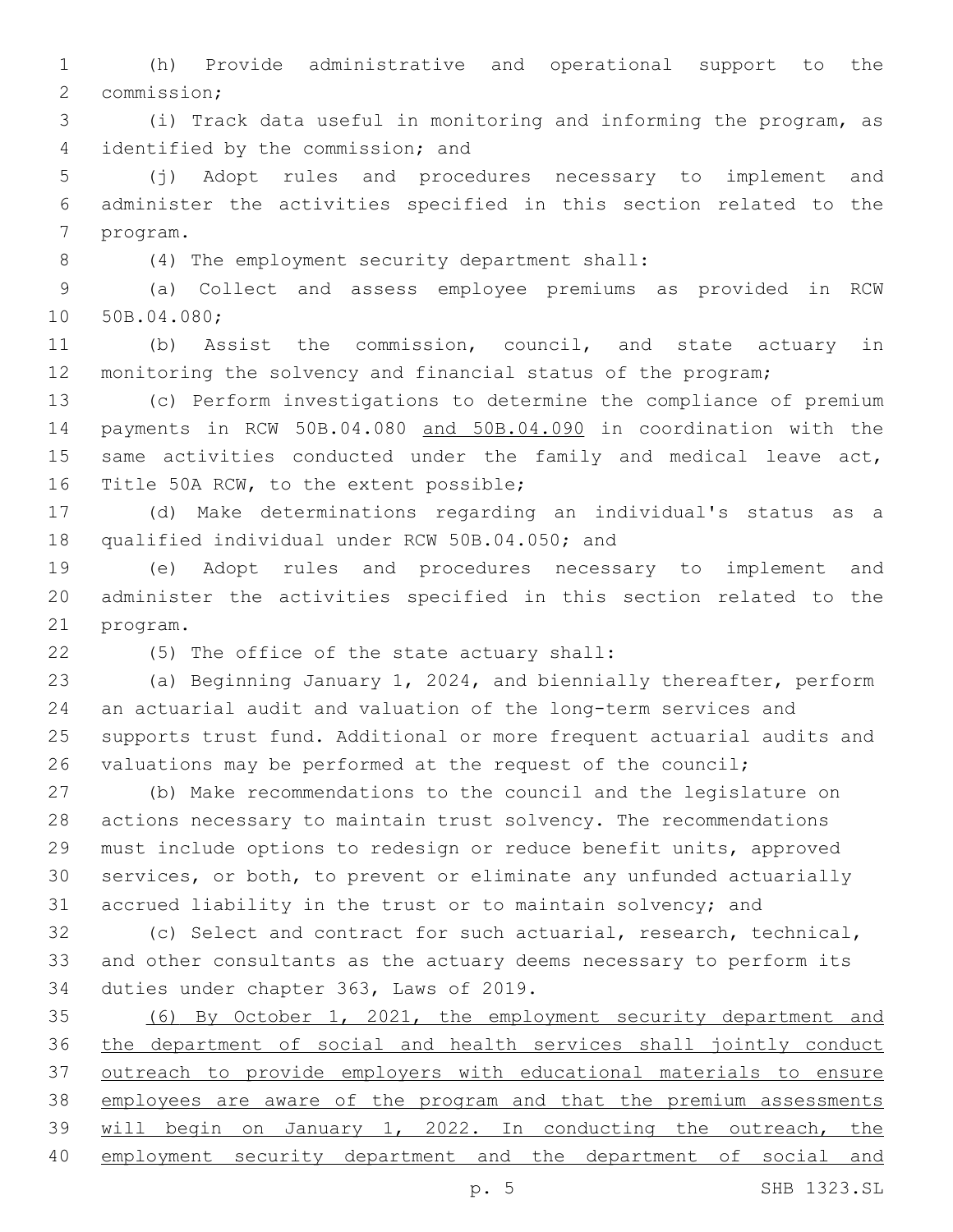(h) Provide administrative and operational support to the commission;

(i) Track data useful in monitoring and informing the program, as identified by the commission; and

(j) Adopt rules and procedures necessary to implement and administer the activities specified in this section related to the program.

(4) The employment security department shall:

(a) Collect and assess employee premiums as provided in RCW 50B.04.080;

(b) Assist the commission, council, and state actuary in monitoring the solvency and financial status of the program;

(c) Perform investigations to determine the compliance of premium payments in RCW 50B.04.080 <u>and 50B.04.090</u> in coordination with the same activities conducted under the family and medical leave act, Title 50A RCW, to the extent possible;

(d) Make determinations regarding an individual's status as a qualified individual under RCW 50B.04.050; and

(e) Adopt rules and procedures necessary to implement and administer the activities specified in this section related to the program.

(5) The office of the state actuary shall:

(a) Beginning January 1, 2024, and biennially thereafter, perform an actuarial audit and valuation of the long-term services and supports trust fund. Additional or more frequent actuarial audits and valuations may be performed at the request of the council;

(b) Make recommendations to the council and the legislature on actions necessary to maintain trust solvency. The recommendations must include options to redesign or reduce benefit units, approved services, or both, to prevent or eliminate any unfunded actuarially accrued liability in the trust or to maintain solvency; and

(c) Select and contract for such actuarial, research, technical, and other consultants as the actuary deems necessary to perform its duties under chapter 363, Laws of 2019.

<u>(6) By October 1, 2021, the employment security department and the department of social and health services shall jointly conduct outreach to provide employers with educational materials to ensure employees are aware of the program and that the premium assessments will begin on January 1, 2022. In conducting the outreach, the employment security department and the department of social and</u>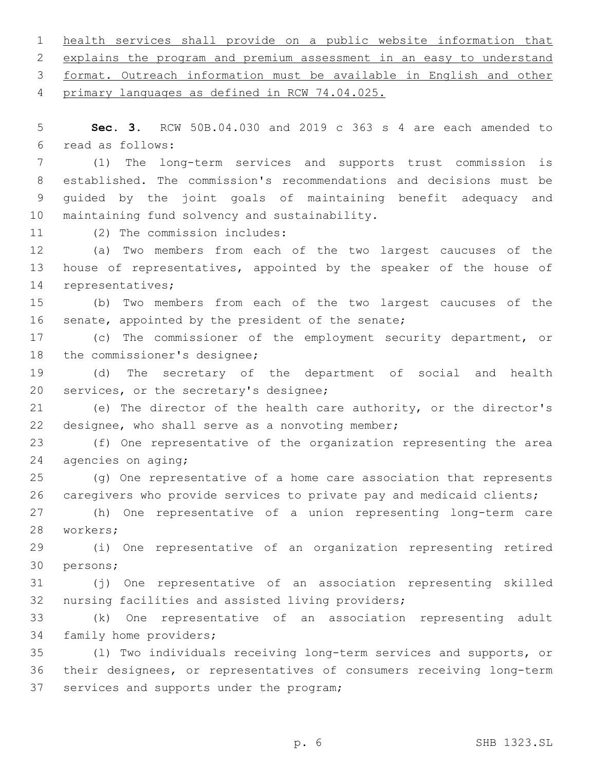health services shall provide on a public website information that explains the program and premium assessment in an easy to understand format. Outreach information must be available in English and other primary languages as defined in RCW 74.04.025.

**Sec. 3.** RCW 50B.04.030 and 2019 c 363 s 4 are each amended to read as follows:

(1) The long-term services and supports trust commission is established. The commission's recommendations and decisions must be guided by the joint goals of maintaining benefit adequacy and maintaining fund solvency and sustainability.

(2) The commission includes:

(a) Two members from each of the two largest caucuses of the house of representatives, appointed by the speaker of the house of representatives;

(b) Two members from each of the two largest caucuses of the senate, appointed by the president of the senate;

(c) The commissioner of the employment security department, or the commissioner's designee;

(d) The secretary of the department of social and health services, or the secretary's designee;

(e) The director of the health care authority, or the director's designee, who shall serve as a nonvoting member;

(f) One representative of the organization representing the area agencies on aging;

(g) One representative of a home care association that represents caregivers who provide services to private pay and medicaid clients;

(h) One representative of a union representing long-term care workers;

(i) One representative of an organization representing retired persons;

(j) One representative of an association representing skilled nursing facilities and assisted living providers;

(k) One representative of an association representing adult family home providers;

(l) Two individuals receiving long-term services and supports, or their designees, or representatives of consumers receiving long-term services and supports under the program;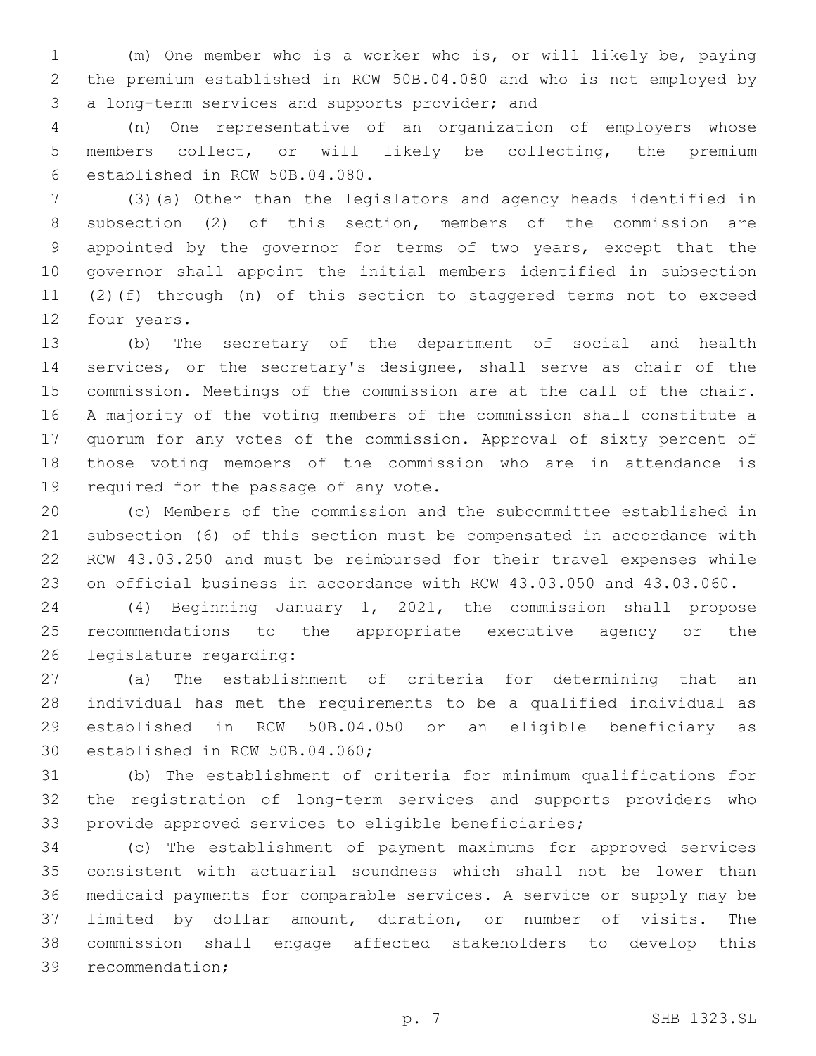(m) One member who is a worker who is, or will likely be, paying the premium established in RCW 50B.04.080 and who is not employed by a long-term services and supports provider; and

(n) One representative of an organization of employers whose members collect, or will likely be collecting, the premium established in RCW 50B.04.080.

(3)(a) Other than the legislators and agency heads identified in subsection (2) of this section, members of the commission are appointed by the governor for terms of two years, except that the governor shall appoint the initial members identified in subsection (2)(f) through (n) of this section to staggered terms not to exceed four years.

(b) The secretary of the department of social and health services, or the secretary's designee, shall serve as chair of the commission. Meetings of the commission are at the call of the chair. A majority of the voting members of the commission shall constitute a quorum for any votes of the commission. Approval of sixty percent of those voting members of the commission who are in attendance is required for the passage of any vote.

(c) Members of the commission and the subcommittee established in subsection (6) of this section must be compensated in accordance with RCW 43.03.250 and must be reimbursed for their travel expenses while on official business in accordance with RCW 43.03.050 and 43.03.060.

(4) Beginning January 1, 2021, the commission shall propose recommendations to the appropriate executive agency or the legislature regarding:

(a) The establishment of criteria for determining that an individual has met the requirements to be a qualified individual as established in RCW 50B.04.050 or an eligible beneficiary as established in RCW 50B.04.060;

(b) The establishment of criteria for minimum qualifications for the registration of long-term services and supports providers who provide approved services to eligible beneficiaries;

(c) The establishment of payment maximums for approved services consistent with actuarial soundness which shall not be lower than medicaid payments for comparable services. A service or supply may be limited by dollar amount, duration, or number of visits. The commission shall engage affected stakeholders to develop this recommendation;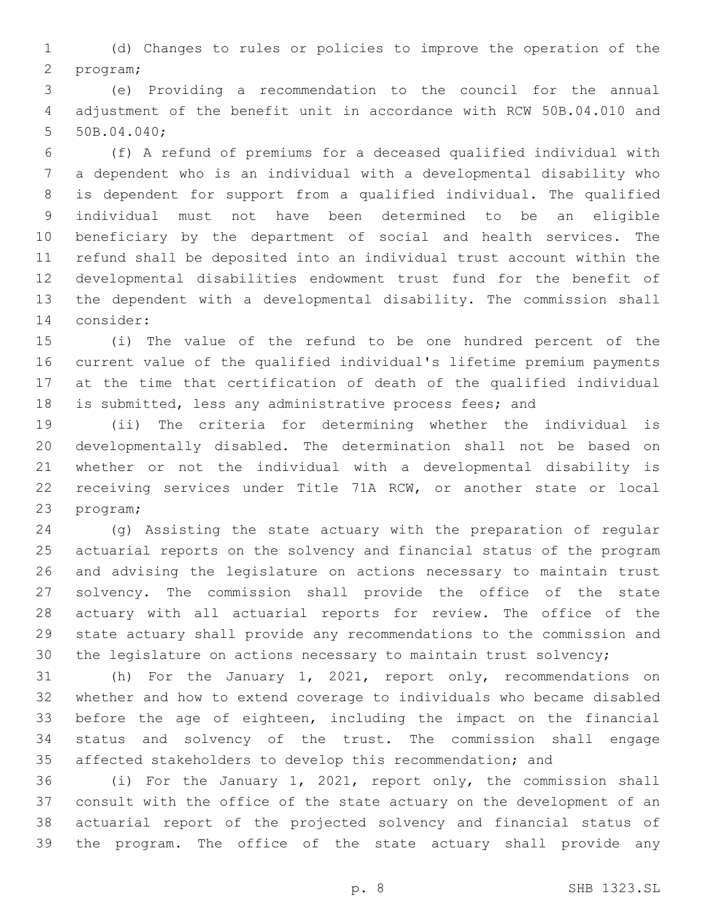(d) Changes to rules or policies to improve the operation of the program;

(e) Providing a recommendation to the council for the annual adjustment of the benefit unit in accordance with RCW 50B.04.010 and 50B.04.040;

(f) A refund of premiums for a deceased qualified individual with a dependent who is an individual with a developmental disability who is dependent for support from a qualified individual. The qualified individual must not have been determined to be an eligible beneficiary by the department of social and health services. The refund shall be deposited into an individual trust account within the developmental disabilities endowment trust fund for the benefit of the dependent with a developmental disability. The commission shall consider:

(i) The value of the refund to be one hundred percent of the current value of the qualified individual's lifetime premium payments at the time that certification of death of the qualified individual is submitted, less any administrative process fees; and

(ii) The criteria for determining whether the individual is developmentally disabled. The determination shall not be based on whether or not the individual with a developmental disability is receiving services under Title 71A RCW, or another state or local program;

(g) Assisting the state actuary with the preparation of regular actuarial reports on the solvency and financial status of the program and advising the legislature on actions necessary to maintain trust solvency. The commission shall provide the office of the state actuary with all actuarial reports for review. The office of the state actuary shall provide any recommendations to the commission and the legislature on actions necessary to maintain trust solvency;

(h) For the January 1, 2021, report only, recommendations on whether and how to extend coverage to individuals who became disabled before the age of eighteen, including the impact on the financial status and solvency of the trust. The commission shall engage affected stakeholders to develop this recommendation; and

(i) For the January 1, 2021, report only, the commission shall consult with the office of the state actuary on the development of an actuarial report of the projected solvency and financial status of the program. The office of the state actuary shall provide any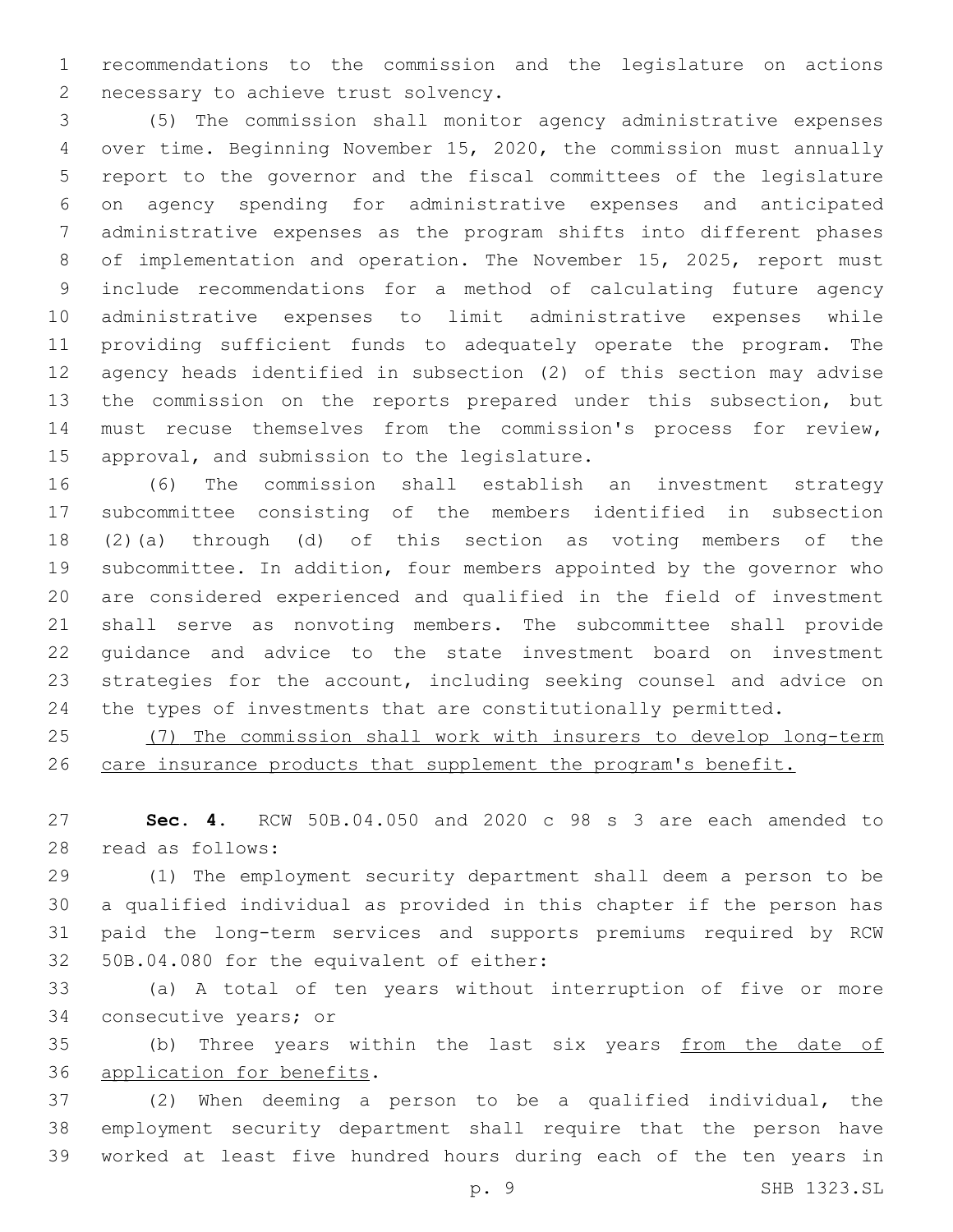recommendations to the commission and the legislature on actions necessary to achieve trust solvency.

(5) The commission shall monitor agency administrative expenses over time. Beginning November 15, 2020, the commission must annually report to the governor and the fiscal committees of the legislature on agency spending for administrative expenses and anticipated administrative expenses as the program shifts into different phases of implementation and operation. The November 15, 2025, report must include recommendations for a method of calculating future agency administrative expenses to limit administrative expenses while providing sufficient funds to adequately operate the program. The agency heads identified in subsection (2) of this section may advise the commission on the reports prepared under this subsection, but must recuse themselves from the commission's process for review, approval, and submission to the legislature.

(6) The commission shall establish an investment strategy subcommittee consisting of the members identified in subsection (2)(a) through (d) of this section as voting members of the subcommittee. In addition, four members appointed by the governor who are considered experienced and qualified in the field of investment shall serve as nonvoting members. The subcommittee shall provide guidance and advice to the state investment board on investment strategies for the account, including seeking counsel and advice on the types of investments that are constitutionally permitted.

<u>(7) The commission shall work with insurers to develop long-term care insurance products that supplement the program's benefit.</u>

**Sec. 4.** RCW 50B.04.050 and 2020 c 98 s 3 are each amended to read as follows:

(1) The employment security department shall deem a person to be a qualified individual as provided in this chapter if the person has paid the long-term services and supports premiums required by RCW 50B.04.080 for the equivalent of either:

(a) A total of ten years without interruption of five or more consecutive years; or

(b) Three years within the last six years <u>from the date of application for benefits</u>.

(2) When deeming a person to be a qualified individual, the employment security department shall require that the person have worked at least five hundred hours during each of the ten years in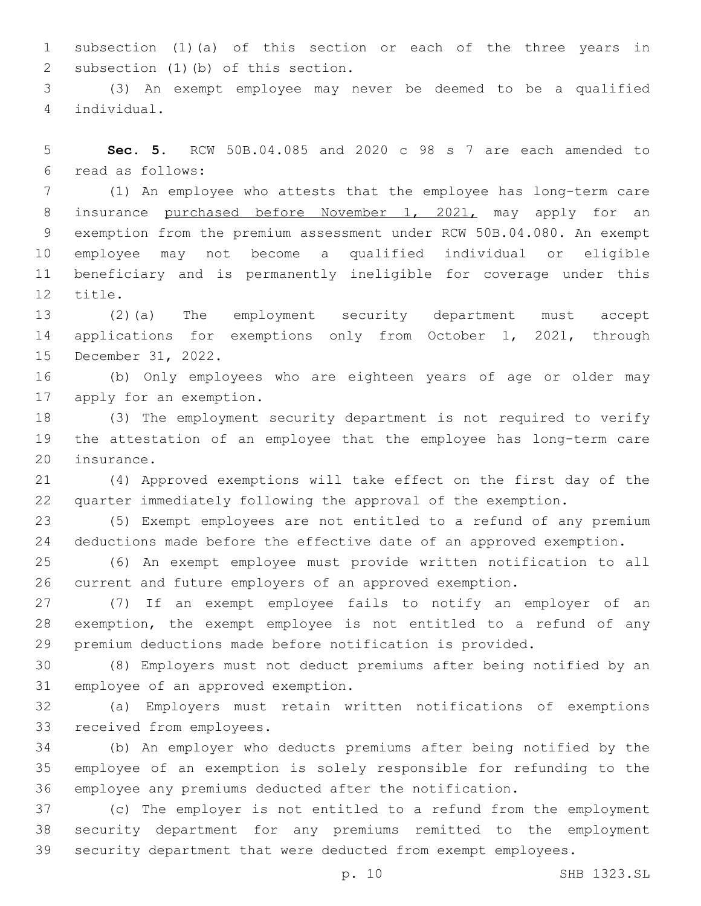subsection (1)(a) of this section or each of the three years in subsection (1)(b) of this section.

(3) An exempt employee may never be deemed to be a qualified individual.

**Sec. 5.** RCW 50B.04.085 and 2020 c 98 s 7 are each amended to read as follows:

(1) An employee who attests that the employee has long-term care insurance <u>purchased before November 1, 2021,</u> may apply for an exemption from the premium assessment under RCW 50B.04.080. An exempt employee may not become a qualified individual or eligible beneficiary and is permanently ineligible for coverage under this title.

(2)(a) The employment security department must accept applications for exemptions only from October 1, 2021, through December 31, 2022.

(b) Only employees who are eighteen years of age or older may apply for an exemption.

(3) The employment security department is not required to verify the attestation of an employee that the employee has long-term care insurance.

(4) Approved exemptions will take effect on the first day of the quarter immediately following the approval of the exemption.

(5) Exempt employees are not entitled to a refund of any premium deductions made before the effective date of an approved exemption.

(6) An exempt employee must provide written notification to all current and future employers of an approved exemption.

(7) If an exempt employee fails to notify an employer of an exemption, the exempt employee is not entitled to a refund of any premium deductions made before notification is provided.

(8) Employers must not deduct premiums after being notified by an employee of an approved exemption.

(a) Employers must retain written notifications of exemptions received from employees.

(b) An employer who deducts premiums after being notified by the employee of an exemption is solely responsible for refunding to the employee any premiums deducted after the notification.

(c) The employer is not entitled to a refund from the employment security department for any premiums remitted to the employment security department that were deducted from exempt employees.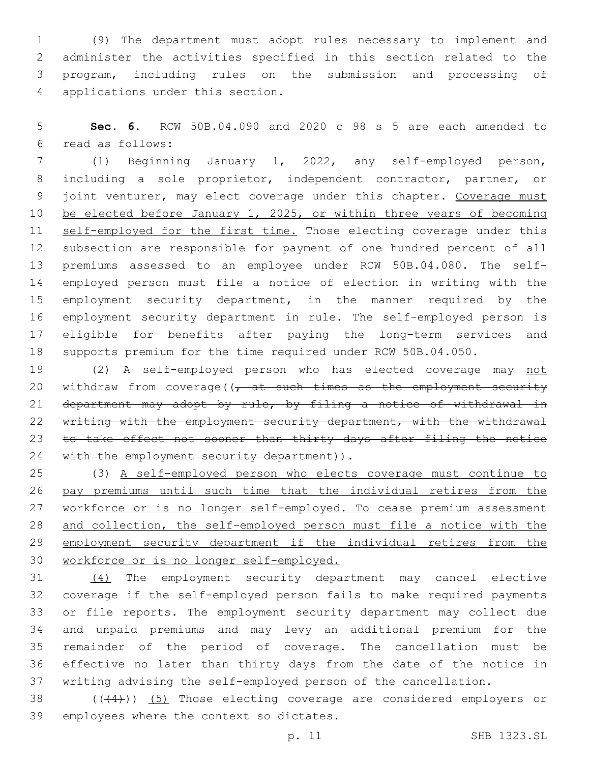(9) The department must adopt rules necessary to implement and administer the activities specified in this section related to the program, including rules on the submission and processing of applications under this section.

**Sec. 6.** RCW 50B.04.090 and 2020 c 98 s 5 are each amended to read as follows:

(1) Beginning January 1, 2022, any self-employed person, including a sole proprietor, independent contractor, partner, or joint venturer, may elect coverage under this chapter. Coverage must be elected before January 1, 2025, or within three years of becoming self-employed for the first time. Those electing coverage under this subsection are responsible for payment of one hundred percent of all premiums assessed to an employee under RCW 50B.04.080. The self-employed person must file a notice of election in writing with the employment security department, in the manner required by the employment security department in rule. The self-employed person is eligible for benefits after paying the long-term services and supports premium for the time required under RCW 50B.04.050.

(2) A self-employed person who has elected coverage may not withdraw from coverage((, at such times as the employment security department may adopt by rule, by filing a notice of withdrawal in writing with the employment security department, with the withdrawal to take effect not sooner than thirty days after filing the notice with the employment security department)).

(3) A self-employed person who elects coverage must continue to pay premiums until such time that the individual retires from the workforce or is no longer self-employed. To cease premium assessment and collection, the self-employed person must file a notice with the employment security department if the individual retires from the workforce or is no longer self-employed.

(4) The employment security department may cancel elective coverage if the self-employed person fails to make required payments or file reports. The employment security department may collect due and unpaid premiums and may levy an additional premium for the remainder of the period of coverage. The cancellation must be effective no later than thirty days from the date of the notice in writing advising the self-employed person of the cancellation.

(((4))) (5) Those electing coverage are considered employers or employees where the context so dictates.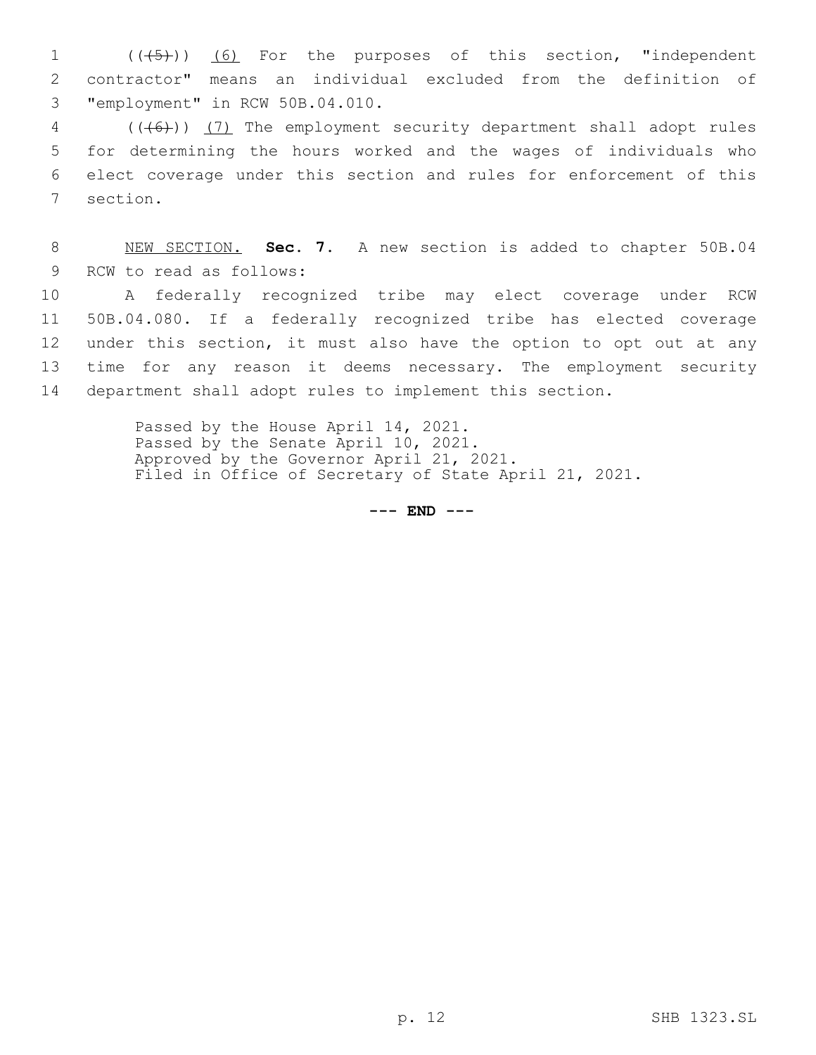((~~(5)~~)) (6) For the purposes of this section, "independent contractor" means an individual excluded from the definition of "employment" in RCW 50B.04.010.

((~~(6)~~)) (7) The employment security department shall adopt rules for determining the hours worked and the wages of individuals who elect coverage under this section and rules for enforcement of this section.

NEW SECTION. **Sec. 7.** A new section is added to chapter 50B.04 RCW to read as follows:

A federally recognized tribe may elect coverage under RCW 50B.04.080. If a federally recognized tribe has elected coverage under this section, it must also have the option to opt out at any time for any reason it deems necessary. The employment security department shall adopt rules to implement this section.

Passed by the House April 14, 2021.
Passed by the Senate April 10, 2021.
Approved by the Governor April 21, 2021.
Filed in Office of Secretary of State April 21, 2021.

**--- END ---**